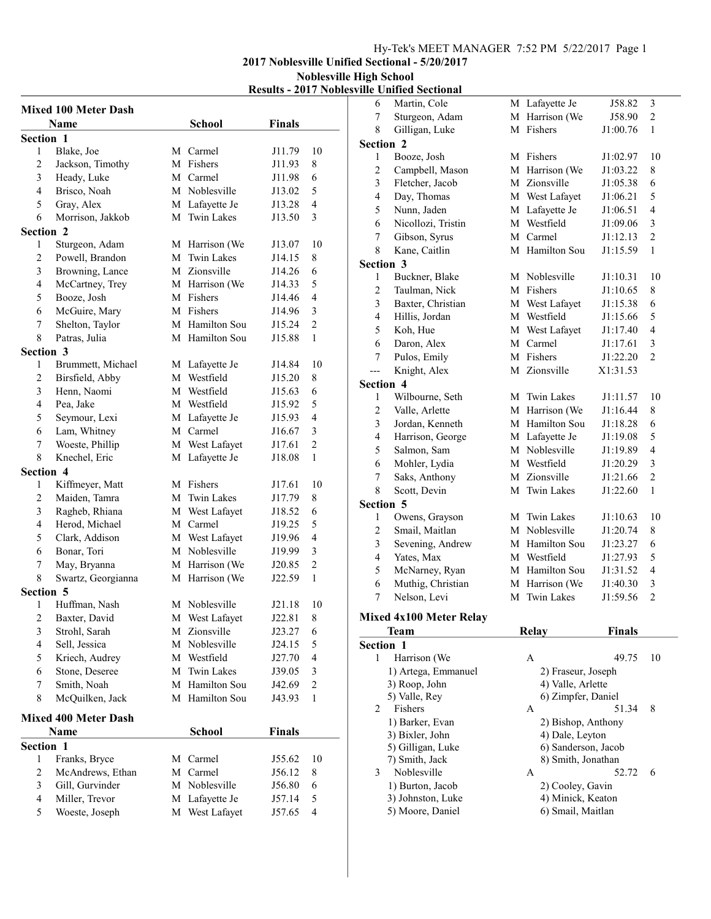## 2017 Noblesville Unified Sectional - 5/20/2017

### Noblesville High School

### Results - 2017 Noblesville Unified Sectional

#### Mixed 100 Meter Dash

| | Name | | School | Finals | |
|---|---|---|---|---|---|
| **Section 1** | | | | | |
| 1 | Blake, Joe | M | Carmel | J11.79 | 10 |
| 2 | Jackson, Timothy | M | Fishers | J11.93 | 8 |
| 3 | Heady, Luke | M | Carmel | J11.98 | 6 |
| 4 | Brisco, Noah | M | Noblesville | J13.02 | 5 |
| 5 | Gray, Alex | M | Lafayette Je | J13.28 | 4 |
| 6 | Morrison, Jakkob | M | Twin Lakes | J13.50 | 3 |
| **Section 2** | | | | | |
| 1 | Sturgeon, Adam | M | Harrison (We | J13.07 | 10 |
| 2 | Powell, Brandon | M | Twin Lakes | J14.15 | 8 |
| 3 | Browning, Lance | M | Zionsville | J14.26 | 6 |
| 4 | McCartney, Trey | M | Harrison (We | J14.33 | 5 |
| 5 | Booze, Josh | M | Fishers | J14.46 | 4 |
| 6 | McGuire, Mary | M | Fishers | J14.96 | 3 |
| 7 | Shelton, Taylor | M | Hamilton Sou | J15.24 | 2 |
| 8 | Patras, Julia | M | Hamilton Sou | J15.88 | 1 |
| **Section 3** | | | | | |
| 1 | Brummett, Michael | M | Lafayette Je | J14.84 | 10 |
| 2 | Birsfield, Abby | M | Westfield | J15.20 | 8 |
| 3 | Henn, Naomi | M | Westfield | J15.63 | 6 |
| 4 | Pea, Jake | M | Westfield | J15.92 | 5 |
| 5 | Seymour, Lexi | M | Lafayette Je | J15.93 | 4 |
| 6 | Lam, Whitney | M | Carmel | J16.67 | 3 |
| 7 | Woeste, Phillip | M | West Lafayet | J17.61 | 2 |
| 8 | Knechel, Eric | M | Lafayette Je | J18.08 | 1 |
| **Section 4** | | | | | |
| 1 | Kiffmeyer, Matt | M | Fishers | J17.61 | 10 |
| 2 | Maiden, Tamra | M | Twin Lakes | J17.79 | 8 |
| 3 | Ragheb, Rhiana | M | West Lafayet | J18.52 | 6 |
| 4 | Herod, Michael | M | Carmel | J19.25 | 5 |
| 5 | Clark, Addison | M | West Lafayet | J19.96 | 4 |
| 6 | Bonar, Tori | M | Noblesville | J19.99 | 3 |
| 7 | May, Bryanna | M | Harrison (We | J20.85 | 2 |
| 8 | Swartz, Georgianna | M | Harrison (We | J22.59 | 1 |
| **Section 5** | | | | | |
| 1 | Huffman, Nash | M | Noblesville | J21.18 | 10 |
| 2 | Baxter, David | M | West Lafayet | J22.81 | 8 |
| 3 | Strohl, Sarah | M | Zionsville | J23.27 | 6 |
| 4 | Sell, Jessica | M | Noblesville | J24.15 | 5 |
| 5 | Kriech, Audrey | M | Westfield | J27.70 | 4 |
| 6 | Stone, Deseree | M | Twin Lakes | J39.05 | 3 |
| 7 | Smith, Noah | M | Hamilton Sou | J42.69 | 2 |
| 8 | McQuilken, Jack | M | Hamilton Sou | J43.93 | 1 |

#### Mixed 400 Meter Dash

| | Name | | School | Finals | |
|---|---|---|---|---|---|
| **Section 1** | | | | | |
| 1 | Franks, Bryce | M | Carmel | J55.62 | 10 |
| 2 | McAndrews, Ethan | M | Carmel | J56.12 | 8 |
| 3 | Gill, Gurvinder | M | Noblesville | J56.80 | 6 |
| 4 | Miller, Trevor | M | Lafayette Je | J57.14 | 5 |
| 5 | Woeste, Joseph | M | West Lafayet | J57.65 | 4 |
| 6 | Martin, Cole | M | Lafayette Je | J58.82 | 3 |
| 7 | Sturgeon, Adam | M | Harrison (We | J58.90 | 2 |
| 8 | Gilligan, Luke | M | Fishers | J1:00.76 | 1 |
| **Section 2** | | | | | |
| 1 | Booze, Josh | M | Fishers | J1:02.97 | 10 |
| 2 | Campbell, Mason | M | Harrison (We | J1:03.22 | 8 |
| 3 | Fletcher, Jacob | M | Zionsville | J1:05.38 | 6 |
| 4 | Day, Thomas | M | West Lafayet | J1:06.21 | 5 |
| 5 | Nunn, Jaden | M | Lafayette Je | J1:06.51 | 4 |
| 6 | Nicollozi, Tristin | M | Westfield | J1:09.06 | 3 |
| 7 | Gibson, Syrus | M | Carmel | J1:12.13 | 2 |
| 8 | Kane, Caitlin | M | Hamilton Sou | J1:15.59 | 1 |
| **Section 3** | | | | | |
| 1 | Buckner, Blake | M | Noblesville | J1:10.31 | 10 |
| 2 | Taulman, Nick | M | Fishers | J1:10.65 | 8 |
| 3 | Baxter, Christian | M | West Lafayet | J1:15.38 | 6 |
| 4 | Hillis, Jordan | M | Westfield | J1:15.66 | 5 |
| 5 | Koh, Hue | M | West Lafayet | J1:17.40 | 4 |
| 6 | Daron, Alex | M | Carmel | J1:17.61 | 3 |
| 7 | Pulos, Emily | M | Fishers | J1:22.20 | 2 |
| --- | Knight, Alex | M | Zionsville | X1:31.53 | |
| **Section 4** | | | | | |
| 1 | Wilbourne, Seth | M | Twin Lakes | J1:11.57 | 10 |
| 2 | Valle, Arlette | M | Harrison (We | J1:16.44 | 8 |
| 3 | Jordan, Kenneth | M | Hamilton Sou | J1:18.28 | 6 |
| 4 | Harrison, George | M | Lafayette Je | J1:19.08 | 5 |
| 5 | Salmon, Sam | M | Noblesville | J1:19.89 | 4 |
| 6 | Mohler, Lydia | M | Westfield | J1:20.29 | 3 |
| 7 | Saks, Anthony | M | Zionsville | J1:21.66 | 2 |
| 8 | Scott, Devin | M | Twin Lakes | J1:22.60 | 1 |
| **Section 5** | | | | | |
| 1 | Owens, Grayson | M | Twin Lakes | J1:10.63 | 10 |
| 2 | Smail, Maitlan | M | Noblesville | J1:20.74 | 8 |
| 3 | Sevening, Andrew | M | Hamilton Sou | J1:23.27 | 6 |
| 4 | Yates, Max | M | Westfield | J1:27.93 | 5 |
| 5 | McNarney, Ryan | M | Hamilton Sou | J1:31.52 | 4 |
| 6 | Muthig, Christian | M | Harrison (We | J1:40.30 | 3 |
| 7 | Nelson, Levi | M | Twin Lakes | J1:59.56 | 2 |

#### Mixed 4x100 Meter Relay

| | Team | Relay | Finals | |
|---|---|---|---|---|
| **Section 1** | | | | |
| 1 | Harrison (We | A | 49.75 | 10 |
| | 1) Artega, Emmanuel | 2) Fraseur, Joseph | | |
| | 3) Roop, John | 4) Valle, Arlette | | |
| | 5) Valle, Rey | 6) Zimpfer, Daniel | | |
| 2 | Fishers | A | 51.34 | 8 |
| | 1) Barker, Evan | 2) Bishop, Anthony | | |
| | 3) Bixler, John | 4) Dale, Leyton | | |
| | 5) Gilligan, Luke | 6) Sanderson, Jacob | | |
| | 7) Smith, Jack | 8) Smith, Jonathan | | |
| 3 | Noblesville | A | 52.72 | 6 |
| | 1) Burton, Jacob | 2) Cooley, Gavin | | |
| | 3) Johnston, Luke | 4) Minick, Keaton | | |
| | 5) Moore, Daniel | 6) Smail, Maitlan | | |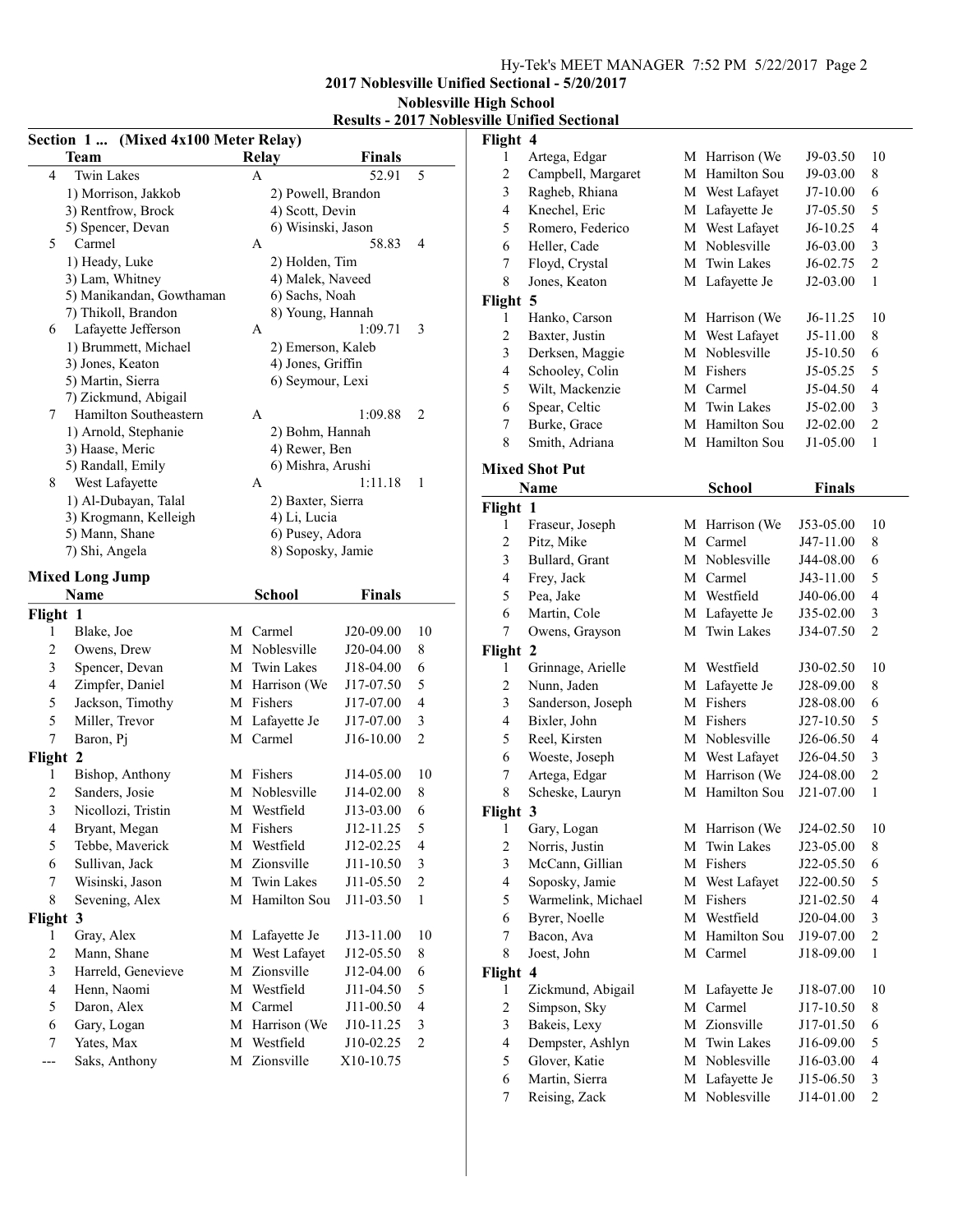2017 Noblesville Unified Sectional - 5/20/2017

Noblesville High School

Results - 2017 Noblesville Unified Sectional

## Section 1 ... (Mixed 4x100 Meter Relay)

| | Team | Relay | Finals | |
|---|---|---|---|---|
| 4 | Twin Lakes | A | 52.91 | 5 |
| | 1) Morrison, Jakkob | 2) Powell, Brandon | | |
| | 3) Rentfrow, Brock | 4) Scott, Devin | | |
| | 5) Spencer, Devan | 6) Wisinski, Jason | | |
| 5 | Carmel | A | 58.83 | 4 |
| | 1) Heady, Luke | 2) Holden, Tim | | |
| | 3) Lam, Whitney | 4) Malek, Naveed | | |
| | 5) Manikandan, Gowthaman | 6) Sachs, Noah | | |
| | 7) Thikoll, Brandon | 8) Young, Hannah | | |
| 6 | Lafayette Jefferson | A | 1:09.71 | 3 |
| | 1) Brummett, Michael | 2) Emerson, Kaleb | | |
| | 3) Jones, Keaton | 4) Jones, Griffin | | |
| | 5) Martin, Sierra | 6) Seymour, Lexi | | |
| | 7) Zickmund, Abigail | | | |
| 7 | Hamilton Southeastern | A | 1:09.88 | 2 |
| | 1) Arnold, Stephanie | 2) Bohm, Hannah | | |
| | 3) Haase, Meric | 4) Rewer, Ben | | |
| | 5) Randall, Emily | 6) Mishra, Arushi | | |
| 8 | West Lafayette | A | 1:11.18 | 1 |
| | 1) Al-Dubayan, Talal | 2) Baxter, Sierra | | |
| | 3) Krogmann, Kelleigh | 4) Li, Lucia | | |
| | 5) Mann, Shane | 6) Pusey, Adora | | |
| | 7) Shi, Angela | 8) Soposky, Jamie | | |

## Mixed Long Jump

| | Name | | School | Finals | |
|---|---|---|---|---|---|
| **Flight 1** | | | | | |
| 1 | Blake, Joe | M | Carmel | J20-09.00 | 10 |
| 2 | Owens, Drew | M | Noblesville | J20-04.00 | 8 |
| 3 | Spencer, Devan | M | Twin Lakes | J18-04.00 | 6 |
| 4 | Zimpfer, Daniel | M | Harrison (We | J17-07.50 | 5 |
| 5 | Jackson, Timothy | M | Fishers | J17-07.00 | 4 |
| 5 | Miller, Trevor | M | Lafayette Je | J17-07.00 | 3 |
| 7 | Baron, Pj | M | Carmel | J16-10.00 | 2 |
| **Flight 2** | | | | | |
| 1 | Bishop, Anthony | M | Fishers | J14-05.00 | 10 |
| 2 | Sanders, Josie | M | Noblesville | J14-02.00 | 8 |
| 3 | Nicollozi, Tristin | M | Westfield | J13-03.00 | 6 |
| 4 | Bryant, Megan | M | Fishers | J12-11.25 | 5 |
| 5 | Tebbe, Maverick | M | Westfield | J12-02.25 | 4 |
| 6 | Sullivan, Jack | M | Zionsville | J11-10.50 | 3 |
| 7 | Wisinski, Jason | M | Twin Lakes | J11-05.50 | 2 |
| 8 | Sevening, Alex | M | Hamilton Sou | J11-03.50 | 1 |
| **Flight 3** | | | | | |
| 1 | Gray, Alex | M | Lafayette Je | J13-11.00 | 10 |
| 2 | Mann, Shane | M | West Lafayet | J12-05.50 | 8 |
| 3 | Harreld, Genevieve | M | Zionsville | J12-04.00 | 6 |
| 4 | Henn, Naomi | M | Westfield | J11-04.50 | 5 |
| 5 | Daron, Alex | M | Carmel | J11-00.50 | 4 |
| 6 | Gary, Logan | M | Harrison (We | J10-11.25 | 3 |
| 7 | Yates, Max | M | Westfield | J10-02.25 | 2 |
| --- | Saks, Anthony | M | Zionsville | X10-10.75 | |
| **Flight 4** | | | | | |
| 1 | Artega, Edgar | M | Harrison (We | J9-03.50 | 10 |
| 2 | Campbell, Margaret | M | Hamilton Sou | J9-03.00 | 8 |
| 3 | Ragheb, Rhiana | M | West Lafayet | J7-10.00 | 6 |
| 4 | Knechel, Eric | M | Lafayette Je | J7-05.50 | 5 |
| 5 | Romero, Federico | M | West Lafayet | J6-10.25 | 4 |
| 6 | Heller, Cade | M | Noblesville | J6-03.00 | 3 |
| 7 | Floyd, Crystal | M | Twin Lakes | J6-02.75 | 2 |
| 8 | Jones, Keaton | M | Lafayette Je | J2-03.00 | 1 |
| **Flight 5** | | | | | |
| 1 | Hanko, Carson | M | Harrison (We | J6-11.25 | 10 |
| 2 | Baxter, Justin | M | West Lafayet | J5-11.00 | 8 |
| 3 | Derksen, Maggie | M | Noblesville | J5-10.50 | 6 |
| 4 | Schooley, Colin | M | Fishers | J5-05.25 | 5 |
| 5 | Wilt, Mackenzie | M | Carmel | J5-04.50 | 4 |
| 6 | Spear, Celtic | M | Twin Lakes | J5-02.00 | 3 |
| 7 | Burke, Grace | M | Hamilton Sou | J2-02.00 | 2 |
| 8 | Smith, Adriana | M | Hamilton Sou | J1-05.00 | 1 |

## Mixed Shot Put

| | Name | | School | Finals | |
|---|---|---|---|---|---|
| **Flight 1** | | | | | |
| 1 | Fraseur, Joseph | M | Harrison (We | J53-05.00 | 10 |
| 2 | Pitz, Mike | M | Carmel | J47-11.00 | 8 |
| 3 | Bullard, Grant | M | Noblesville | J44-08.00 | 6 |
| 4 | Frey, Jack | M | Carmel | J43-11.00 | 5 |
| 5 | Pea, Jake | M | Westfield | J40-06.00 | 4 |
| 6 | Martin, Cole | M | Lafayette Je | J35-02.00 | 3 |
| 7 | Owens, Grayson | M | Twin Lakes | J34-07.50 | 2 |
| **Flight 2** | | | | | |
| 1 | Grinnage, Arielle | M | Westfield | J30-02.50 | 10 |
| 2 | Nunn, Jaden | M | Lafayette Je | J28-09.00 | 8 |
| 3 | Sanderson, Joseph | M | Fishers | J28-08.00 | 6 |
| 4 | Bixler, John | M | Fishers | J27-10.50 | 5 |
| 5 | Reel, Kirsten | M | Noblesville | J26-06.50 | 4 |
| 6 | Woeste, Joseph | M | West Lafayet | J26-04.50 | 3 |
| 7 | Artega, Edgar | M | Harrison (We | J24-08.00 | 2 |
| 8 | Scheske, Lauryn | M | Hamilton Sou | J21-07.00 | 1 |
| **Flight 3** | | | | | |
| 1 | Gary, Logan | M | Harrison (We | J24-02.50 | 10 |
| 2 | Norris, Justin | M | Twin Lakes | J23-05.00 | 8 |
| 3 | McCann, Gillian | M | Fishers | J22-05.50 | 6 |
| 4 | Soposky, Jamie | M | West Lafayet | J22-00.50 | 5 |
| 5 | Warmelink, Michael | M | Fishers | J21-02.50 | 4 |
| 6 | Byrer, Noelle | M | Westfield | J20-04.00 | 3 |
| 7 | Bacon, Ava | M | Hamilton Sou | J19-07.00 | 2 |
| 8 | Joest, John | M | Carmel | J18-09.00 | 1 |
| **Flight 4** | | | | | |
| 1 | Zickmund, Abigail | M | Lafayette Je | J18-07.00 | 10 |
| 2 | Simpson, Sky | M | Carmel | J17-10.50 | 8 |
| 3 | Bakeis, Lexy | M | Zionsville | J17-01.50 | 6 |
| 4 | Dempster, Ashlyn | M | Twin Lakes | J16-09.00 | 5 |
| 5 | Glover, Katie | M | Noblesville | J16-03.00 | 4 |
| 6 | Martin, Sierra | M | Lafayette Je | J15-06.50 | 3 |
| 7 | Reising, Zack | M | Noblesville | J14-01.00 | 2 |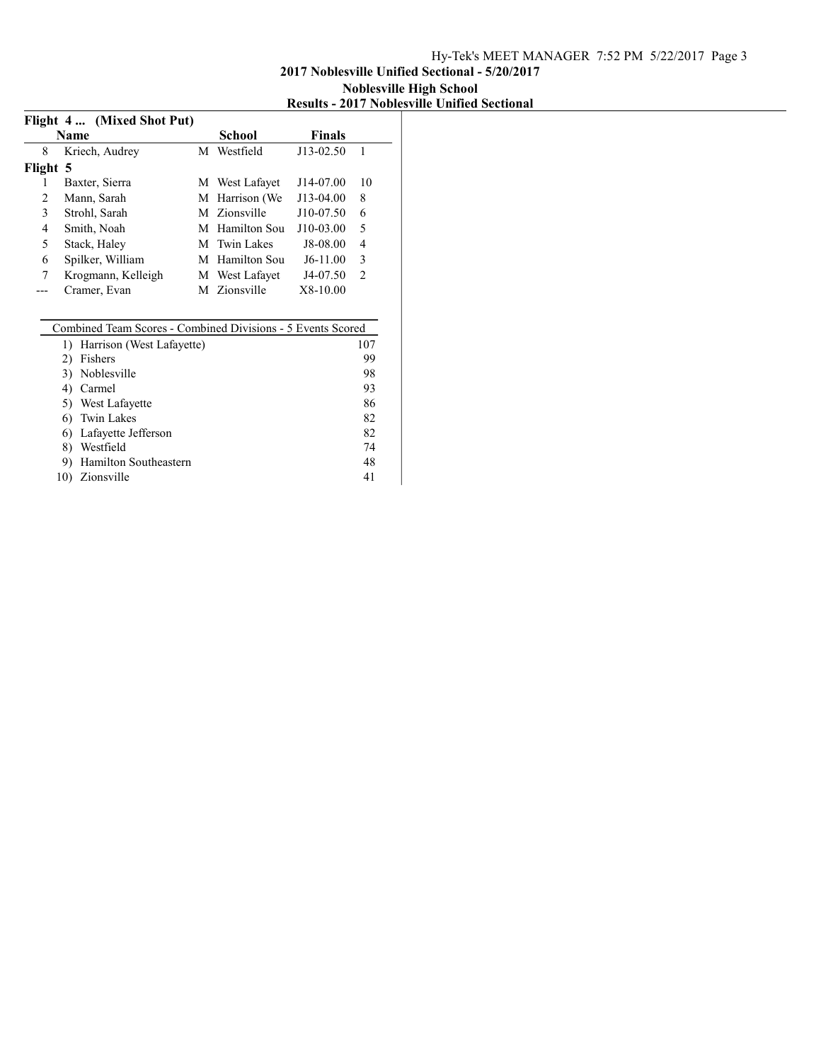## Flight 4 ... (Mixed Shot Put)

| | Name | | School | Finals | |
|---|---|---|---|---|---|
| 8 | Kriech, Audrey | M | Westfield | J13-02.50 | 1 |
| **Flight 5** | | | | | |
| 1 | Baxter, Sierra | M | West Lafayet | J14-07.00 | 10 |
| 2 | Mann, Sarah | M | Harrison (We | J13-04.00 | 8 |
| 3 | Strohl, Sarah | M | Zionsville | J10-07.50 | 6 |
| 4 | Smith, Noah | M | Hamilton Sou | J10-03.00 | 5 |
| 5 | Stack, Haley | M | Twin Lakes | J8-08.00 | 4 |
| 6 | Spilker, William | M | Hamilton Sou | J6-11.00 | 3 |
| 7 | Krogmann, Kelleigh | M | West Lafayet | J4-07.50 | 2 |
| --- | Cramer, Evan | M | Zionsville | X8-10.00 | |

### Combined Team Scores - Combined Divisions - 5 Events Scored

| | | |
|---|---|---|
| 1) | Harrison (West Lafayette) | 107 |
| 2) | Fishers | 99 |
| 3) | Noblesville | 98 |
| 4) | Carmel | 93 |
| 5) | West Lafayette | 86 |
| 6) | Twin Lakes | 82 |
| 6) | Lafayette Jefferson | 82 |
| 8) | Westfield | 74 |
| 9) | Hamilton Southeastern | 48 |
| 10) | Zionsville | 41 |